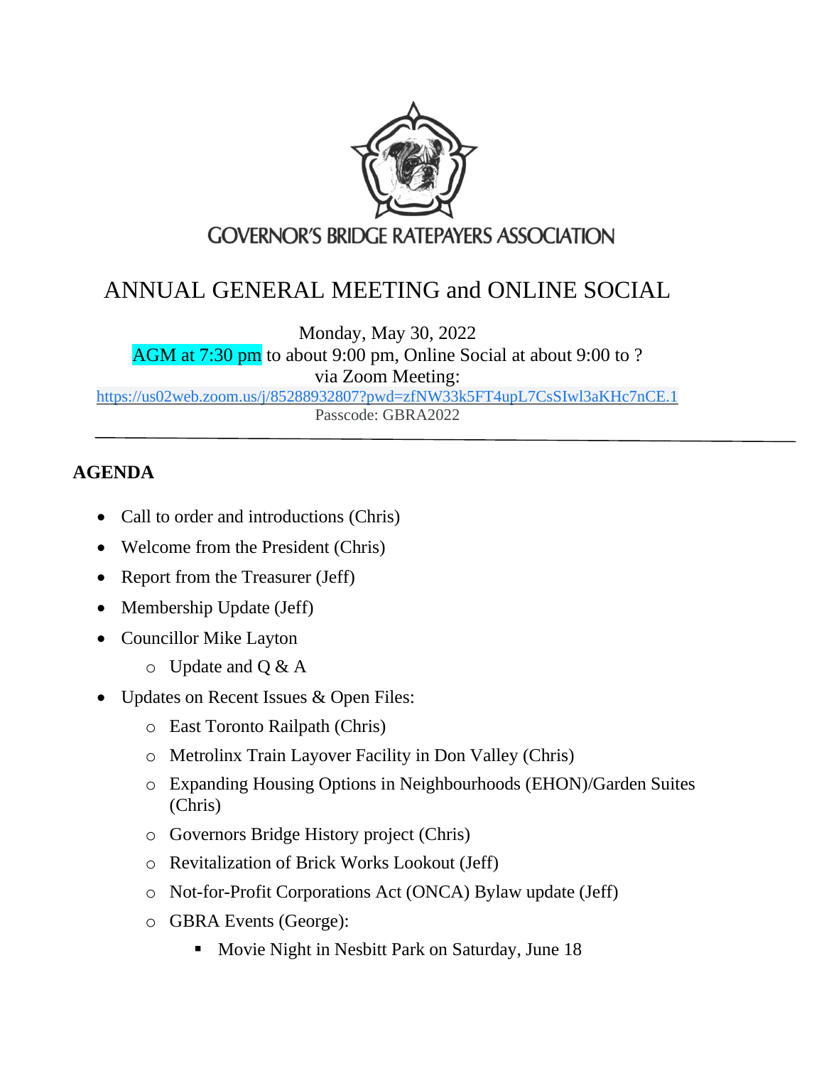GOVERNOR'S BRIDGE RATEPAYERS ASSOCIATION

# ANNUAL GENERAL MEETING and ONLINE SOCIAL

Monday, May 30, 2022
AGM at 7:30 pm to about 9:00 pm, Online Social at about 9:00 to ?
via Zoom Meeting:
https://us02web.zoom.us/j/85288932807?pwd=zfNW33k5FT4upL7CsSIwl3aKHc7nCE.1
Passcode: GBRA2022

---

## AGENDA

- Call to order and introductions (Chris)
- Welcome from the President (Chris)
- Report from the Treasurer (Jeff)
- Membership Update (Jeff)
- Councillor Mike Layton
  - Update and Q & A
- Updates on Recent Issues & Open Files:
  - East Toronto Railpath (Chris)
  - Metrolinx Train Layover Facility in Don Valley (Chris)
  - Expanding Housing Options in Neighbourhoods (EHON)/Garden Suites (Chris)
  - Governors Bridge History project (Chris)
  - Revitalization of Brick Works Lookout (Jeff)
  - Not-for-Profit Corporations Act (ONCA) Bylaw update (Jeff)
  - GBRA Events (George):
    - Movie Night in Nesbitt Park on Saturday, June 18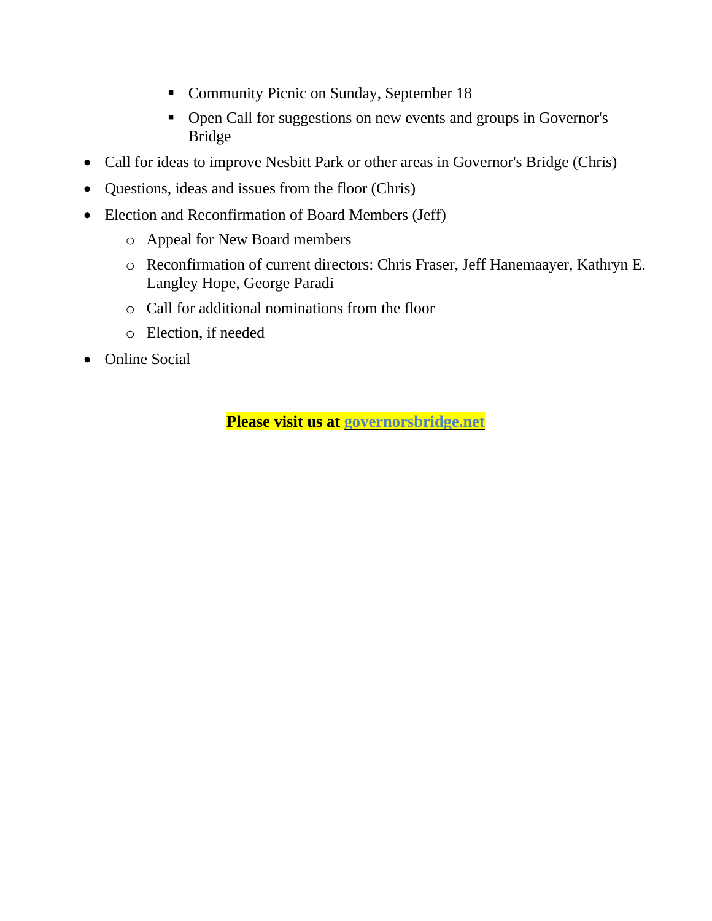- Community Picnic on Sunday, September 18
        - Open Call for suggestions on new events and groups in Governor's Bridge
- Call for ideas to improve Nesbitt Park or other areas in Governor's Bridge (Chris)
- Questions, ideas and issues from the floor (Chris)
- Election and Reconfirmation of Board Members (Jeff)
    - Appeal for New Board members
    - Reconfirmation of current directors: Chris Fraser, Jeff Hanemaayer, Kathryn E. Langley Hope, George Paradi
    - Call for additional nominations from the floor
    - Election, if needed
- Online Social

**Please visit us at [governorsbridge.net](governorsbridge.net)**